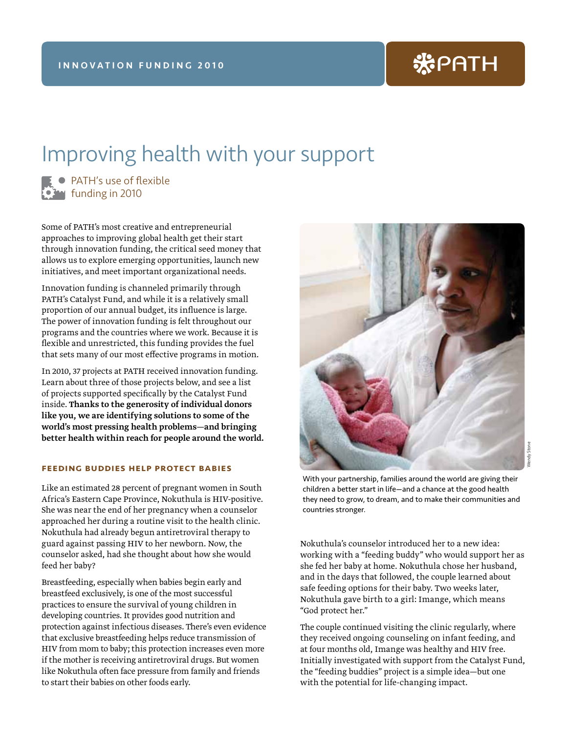INNOVATION FUNDING 2010

PATH

# Improving health with your support

PATH's use of flexible funding in 2010

Some of PATH's most creative and entrepreneurial approaches to improving global health get their start through innovation funding, the critical seed money that allows us to explore emerging opportunities, launch new initiatives, and meet important organizational needs.

Innovation funding is channeled primarily through PATH's Catalyst Fund, and while it is a relatively small proportion of our annual budget, its influence is large. The power of innovation funding is felt throughout our programs and the countries where we work. Because it is flexible and unrestricted, this funding provides the fuel that sets many of our most effective programs in motion.

In 2010, 37 projects at PATH received innovation funding. Learn about three of those projects below, and see a list of projects supported specifically by the Catalyst Fund inside. **Thanks to the generosity of individual donors like you, we are identifying solutions to some of the world's most pressing health problems—and bringing better health within reach for people around the world.**

## FEEDING BUDDIES HELP PROTECT BABIES

Like an estimated 28 percent of pregnant women in South Africa's Eastern Cape Province, Nokuthula is HIV-positive. She was near the end of her pregnancy when a counselor approached her during a routine visit to the health clinic. Nokuthula had already begun antiretroviral therapy to guard against passing HIV to her newborn. Now, the counselor asked, had she thought about how she would feed her baby?

Breastfeeding, especially when babies begin early and breastfeed exclusively, is one of the most successful practices to ensure the survival of young children in developing countries. It provides good nutrition and protection against infectious diseases. There's even evidence that exclusive breastfeeding helps reduce transmission of HIV from mom to baby; this protection increases even more if the mother is receiving antiretroviral drugs. But women like Nokuthula often face pressure from family and friends to start their babies on other foods early.

Wendy Stone

With your partnership, families around the world are giving their children a better start in life—and a chance at the good health they need to grow, to dream, and to make their communities and countries stronger.

Nokuthula's counselor introduced her to a new idea: working with a "feeding buddy" who would support her as she fed her baby at home. Nokuthula chose her husband, and in the days that followed, the couple learned about safe feeding options for their baby. Two weeks later, Nokuthula gave birth to a girl: Imange, which means "God protect her."

The couple continued visiting the clinic regularly, where they received ongoing counseling on infant feeding, and at four months old, Imange was healthy and HIV free. Initially investigated with support from the Catalyst Fund, the "feeding buddies" project is a simple idea—but one with the potential for life-changing impact.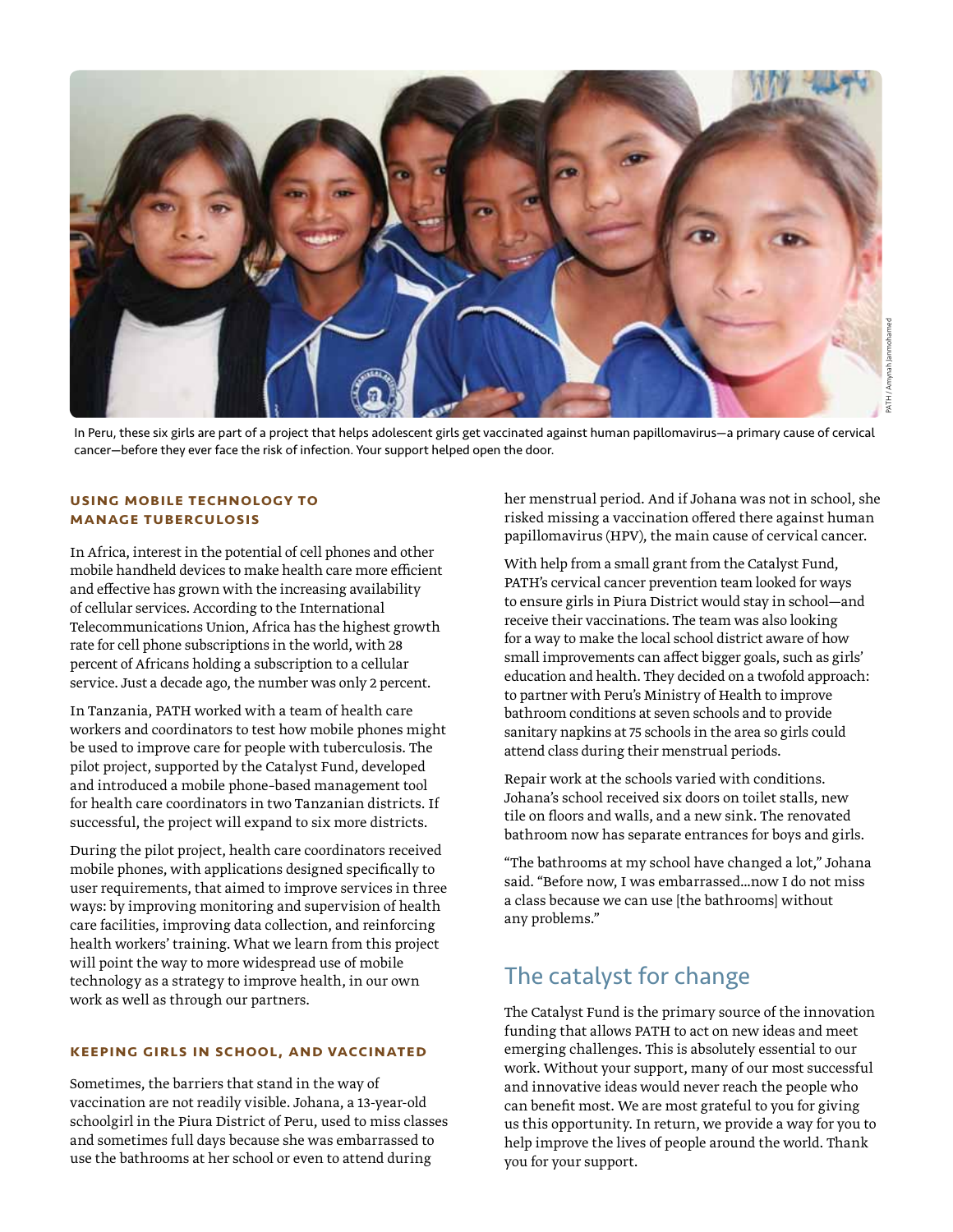In Peru, these six girls are part of a project that helps adolescent girls get vaccinated against human papillomavirus—a primary cause of cervical cancer—before they ever face the risk of infection. Your support helped open the door.

PATH / Amynah Janmohamed

### Using mobile technology to manage tuberculosis

In Africa, interest in the potential of cell phones and other mobile handheld devices to make health care more efficient and effective has grown with the increasing availability of cellular services. According to the International Telecommunications Union, Africa has the highest growth rate for cell phone subscriptions in the world, with 28 percent of Africans holding a subscription to a cellular service. Just a decade ago, the number was only 2 percent.

In Tanzania, PATH worked with a team of health care workers and coordinators to test how mobile phones might be used to improve care for people with tuberculosis. The pilot project, supported by the Catalyst Fund, developed and introduced a mobile phone–based management tool for health care coordinators in two Tanzanian districts. If successful, the project will expand to six more districts.

During the pilot project, health care coordinators received mobile phones, with applications designed specifically to user requirements, that aimed to improve services in three ways: by improving monitoring and supervision of health care facilities, improving data collection, and reinforcing health workers' training. What we learn from this project will point the way to more widespread use of mobile technology as a strategy to improve health, in our own work as well as through our partners.

### Keeping girls in school, and vaccinated

Sometimes, the barriers that stand in the way of vaccination are not readily visible. Johana, a 13-year-old schoolgirl in the Piura District of Peru, used to miss classes and sometimes full days because she was embarrassed to use the bathrooms at her school or even to attend during her menstrual period. And if Johana was not in school, she risked missing a vaccination offered there against human papillomavirus (HPV), the main cause of cervical cancer.

With help from a small grant from the Catalyst Fund, PATH's cervical cancer prevention team looked for ways to ensure girls in Piura District would stay in school—and receive their vaccinations. The team was also looking for a way to make the local school district aware of how small improvements can affect bigger goals, such as girls' education and health. They decided on a twofold approach: to partner with Peru's Ministry of Health to improve bathroom conditions at seven schools and to provide sanitary napkins at 75 schools in the area so girls could attend class during their menstrual periods.

Repair work at the schools varied with conditions. Johana's school received six doors on toilet stalls, new tile on floors and walls, and a new sink. The renovated bathroom now has separate entrances for boys and girls.

"The bathrooms at my school have changed a lot," Johana said. "Before now, I was embarrassed…now I do not miss a class because we can use [the bathrooms] without any problems."

## The catalyst for change

The Catalyst Fund is the primary source of the innovation funding that allows PATH to act on new ideas and meet emerging challenges. This is absolutely essential to our work. Without your support, many of our most successful and innovative ideas would never reach the people who can benefit most. We are most grateful to you for giving us this opportunity. In return, we provide a way for you to help improve the lives of people around the world. Thank you for your support.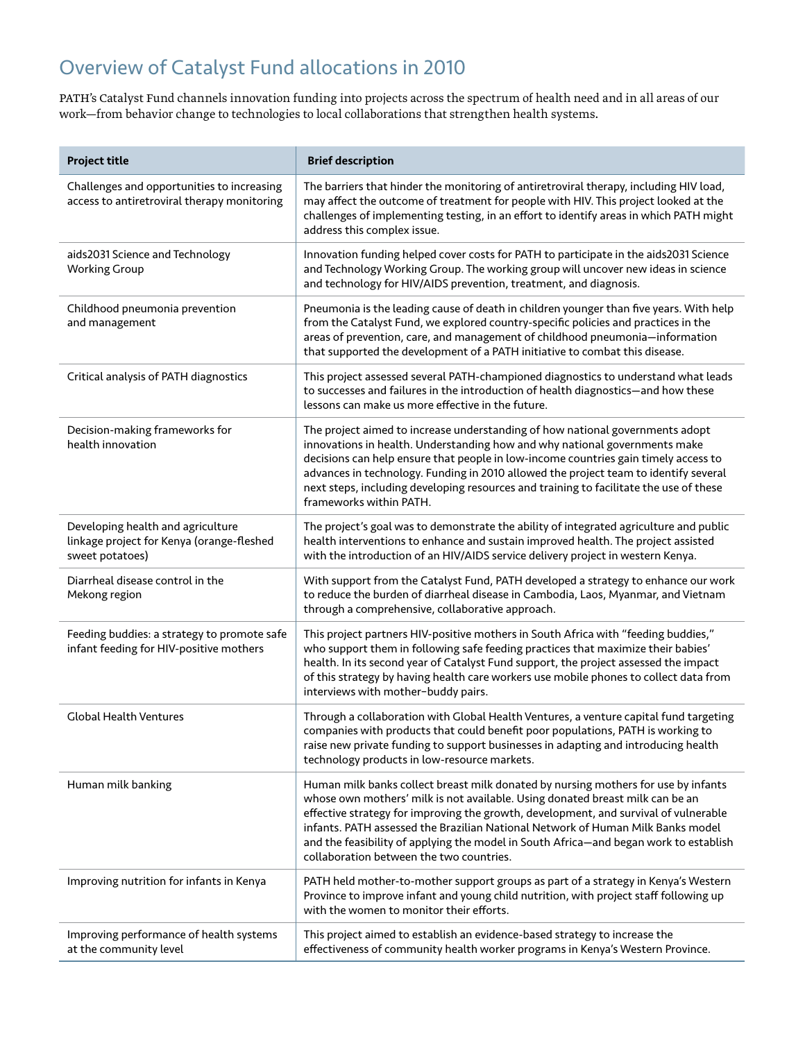## Overview of Catalyst Fund allocations in 2010

PATH's Catalyst Fund channels innovation funding into projects across the spectrum of health need and in all areas of our work—from behavior change to technologies to local collaborations that strengthen health systems.

| Project title | Brief description |
|---|---|
| Challenges and opportunities to increasing access to antiretroviral therapy monitoring | The barriers that hinder the monitoring of antiretroviral therapy, including HIV load, may affect the outcome of treatment for people with HIV. This project looked at the challenges of implementing testing, in an effort to identify areas in which PATH might address this complex issue. |
| aids2031 Science and Technology Working Group | Innovation funding helped cover costs for PATH to participate in the aids2031 Science and Technology Working Group. The working group will uncover new ideas in science and technology for HIV/AIDS prevention, treatment, and diagnosis. |
| Childhood pneumonia prevention and management | Pneumonia is the leading cause of death in children younger than five years. With help from the Catalyst Fund, we explored country-specific policies and practices in the areas of prevention, care, and management of childhood pneumonia—information that supported the development of a PATH initiative to combat this disease. |
| Critical analysis of PATH diagnostics | This project assessed several PATH-championed diagnostics to understand what leads to successes and failures in the introduction of health diagnostics—and how these lessons can make us more effective in the future. |
| Decision-making frameworks for health innovation | The project aimed to increase understanding of how national governments adopt innovations in health. Understanding how and why national governments make decisions can help ensure that people in low-income countries gain timely access to advances in technology. Funding in 2010 allowed the project team to identify several next steps, including developing resources and training to facilitate the use of these frameworks within PATH. |
| Developing health and agriculture linkage project for Kenya (orange-fleshed sweet potatoes) | The project's goal was to demonstrate the ability of integrated agriculture and public health interventions to enhance and sustain improved health. The project assisted with the introduction of an HIV/AIDS service delivery project in western Kenya. |
| Diarrheal disease control in the Mekong region | With support from the Catalyst Fund, PATH developed a strategy to enhance our work to reduce the burden of diarrheal disease in Cambodia, Laos, Myanmar, and Vietnam through a comprehensive, collaborative approach. |
| Feeding buddies: a strategy to promote safe infant feeding for HIV-positive mothers | This project partners HIV-positive mothers in South Africa with "feeding buddies," who support them in following safe feeding practices that maximize their babies' health. In its second year of Catalyst Fund support, the project assessed the impact of this strategy by having health care workers use mobile phones to collect data from interviews with mother–buddy pairs. |
| Global Health Ventures | Through a collaboration with Global Health Ventures, a venture capital fund targeting companies with products that could benefit poor populations, PATH is working to raise new private funding to support businesses in adapting and introducing health technology products in low-resource markets. |
| Human milk banking | Human milk banks collect breast milk donated by nursing mothers for use by infants whose own mothers' milk is not available. Using donated breast milk can be an effective strategy for improving the growth, development, and survival of vulnerable infants. PATH assessed the Brazilian National Network of Human Milk Banks model and the feasibility of applying the model in South Africa—and began work to establish collaboration between the two countries. |
| Improving nutrition for infants in Kenya | PATH held mother-to-mother support groups as part of a strategy in Kenya's Western Province to improve infant and young child nutrition, with project staff following up with the women to monitor their efforts. |
| Improving performance of health systems at the community level | This project aimed to establish an evidence-based strategy to increase the effectiveness of community health worker programs in Kenya's Western Province. |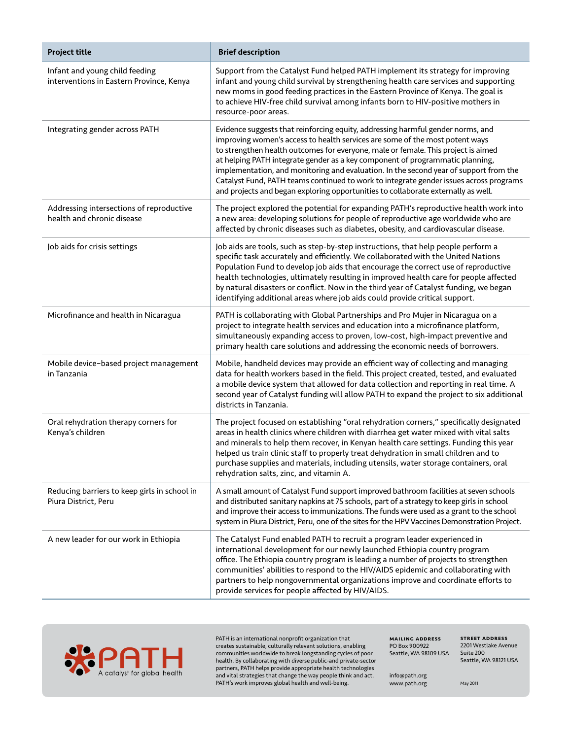| Project title | Brief description |
| --- | --- |
| Infant and young child feeding interventions in Eastern Province, Kenya | Support from the Catalyst Fund helped PATH implement its strategy for improving infant and young child survival by strengthening health care services and supporting new moms in good feeding practices in the Eastern Province of Kenya. The goal is to achieve HIV-free child survival among infants born to HIV-positive mothers in resource-poor areas. |
| Integrating gender across PATH | Evidence suggests that reinforcing equity, addressing harmful gender norms, and improving women's access to health services are some of the most potent ways to strengthen health outcomes for everyone, male or female. This project is aimed at helping PATH integrate gender as a key component of programmatic planning, implementation, and monitoring and evaluation. In the second year of support from the Catalyst Fund, PATH teams continued to work to integrate gender issues across programs and projects and began exploring opportunities to collaborate externally as well. |
| Addressing intersections of reproductive health and chronic disease | The project explored the potential for expanding PATH's reproductive health work into a new area: developing solutions for people of reproductive age worldwide who are affected by chronic diseases such as diabetes, obesity, and cardiovascular disease. |
| Job aids for crisis settings | Job aids are tools, such as step-by-step instructions, that help people perform a specific task accurately and efficiently. We collaborated with the United Nations Population Fund to develop job aids that encourage the correct use of reproductive health technologies, ultimately resulting in improved health care for people affected by natural disasters or conflict. Now in the third year of Catalyst funding, we began identifying additional areas where job aids could provide critical support. |
| Microfinance and health in Nicaragua | PATH is collaborating with Global Partnerships and Pro Mujer in Nicaragua on a project to integrate health services and education into a microfinance platform, simultaneously expanding access to proven, low-cost, high-impact preventive and primary health care solutions and addressing the economic needs of borrowers. |
| Mobile device–based project management in Tanzania | Mobile, handheld devices may provide an efficient way of collecting and managing data for health workers based in the field. This project created, tested, and evaluated a mobile device system that allowed for data collection and reporting in real time. A second year of Catalyst funding will allow PATH to expand the project to six additional districts in Tanzania. |
| Oral rehydration therapy corners for Kenya's children | The project focused on establishing "oral rehydration corners," specifically designated areas in health clinics where children with diarrhea get water mixed with vital salts and minerals to help them recover, in Kenyan health care settings. Funding this year helped us train clinic staff to properly treat dehydration in small children and to purchase supplies and materials, including utensils, water storage containers, oral rehydration salts, zinc, and vitamin A. |
| Reducing barriers to keep girls in school in Piura District, Peru | A small amount of Catalyst Fund support improved bathroom facilities at seven schools and distributed sanitary napkins at 75 schools, part of a strategy to keep girls in school and improve their access to immunizations. The funds were used as a grant to the school system in Piura District, Peru, one of the sites for the HPV Vaccines Demonstration Project. |
| A new leader for our work in Ethiopia | The Catalyst Fund enabled PATH to recruit a program leader experienced in international development for our newly launched Ethiopia country program office. The Ethiopia country program is leading a number of projects to strengthen communities' abilities to respond to the HIV/AIDS epidemic and collaborating with partners to help nongovernmental organizations improve and coordinate efforts to provide services for people affected by HIV/AIDS. |

PATH
A catalyst for global health

PATH is an international nonprofit organization that creates sustainable, culturally relevant solutions, enabling communities worldwide to break longstanding cycles of poor health. By collaborating with diverse public-and private-sector partners, PATH helps provide appropriate health technologies and vital strategies that change the way people think and act. PATH's work improves global health and well-being.

**MAILING ADDRESS**
PO Box 900922
Seattle, WA 98109 USA

info@path.org
www.path.org

**STREET ADDRESS**
2201 Westlake Avenue
Suite 200
Seattle, WA 98121 USA

May 2011